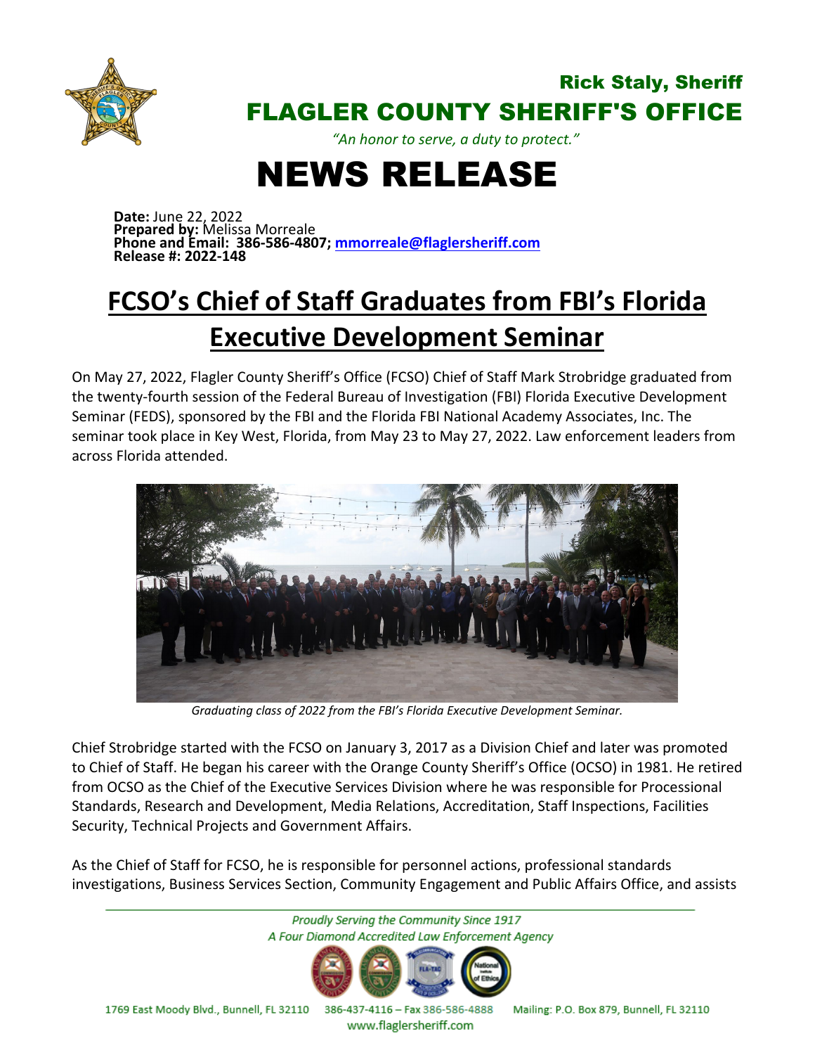Rick Staly, Sheriff

# FLAGLER COUNTY SHERIFF'S OFFICE

*"An honor to serve, a duty to protect."*

# NEWS RELEASE

**Date:** June 22, 2022
**Prepared by:** Melissa Morreale
**Phone and Email: 386-586-4807; mmorreale@flaglersheriff.com**
**Release #: 2022-148**

## FCSO's Chief of Staff Graduates from FBI's Florida Executive Development Seminar

On May 27, 2022, Flagler County Sheriff's Office (FCSO) Chief of Staff Mark Strobridge graduated from the twenty-fourth session of the Federal Bureau of Investigation (FBI) Florida Executive Development Seminar (FEDS), sponsored by the FBI and the Florida FBI National Academy Associates, Inc. The seminar took place in Key West, Florida, from May 23 to May 27, 2022. Law enforcement leaders from across Florida attended.

*Graduating class of 2022 from the FBI's Florida Executive Development Seminar.*

Chief Strobridge started with the FCSO on January 3, 2017 as a Division Chief and later was promoted to Chief of Staff. He began his career with the Orange County Sheriff's Office (OCSO) in 1981. He retired from OCSO as the Chief of the Executive Services Division where he was responsible for Processional Standards, Research and Development, Media Relations, Accreditation, Staff Inspections, Facilities Security, Technical Projects and Government Affairs.

As the Chief of Staff for FCSO, he is responsible for personnel actions, professional standards investigations, Business Services Section, Community Engagement and Public Affairs Office, and assists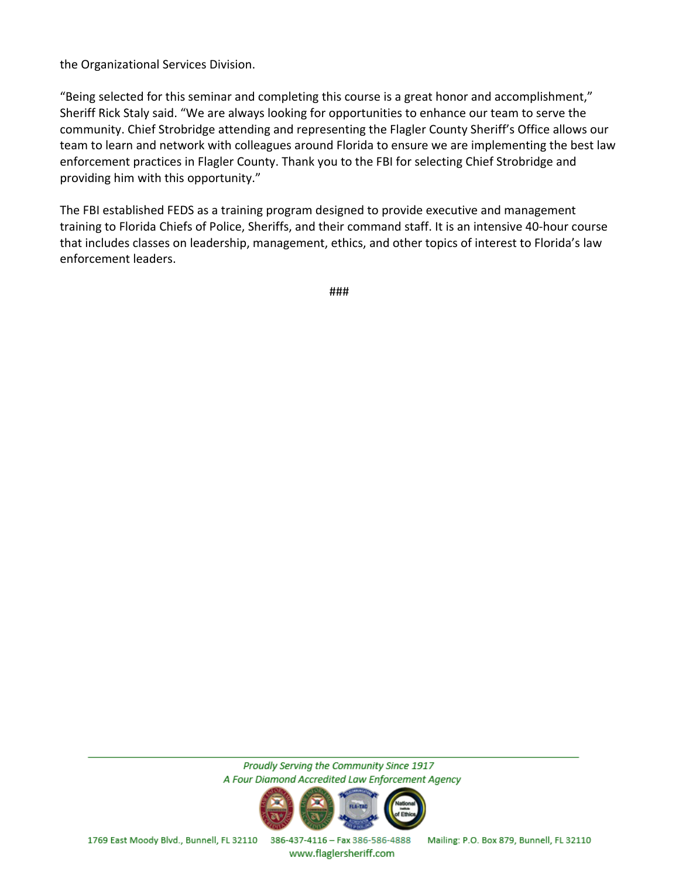the Organizational Services Division.

"Being selected for this seminar and completing this course is a great honor and accomplishment," Sheriff Rick Staly said. "We are always looking for opportunities to enhance our team to serve the community. Chief Strobridge attending and representing the Flagler County Sheriff's Office allows our team to learn and network with colleagues around Florida to ensure we are implementing the best law enforcement practices in Flagler County. Thank you to the FBI for selecting Chief Strobridge and providing him with this opportunity."

The FBI established FEDS as a training program designed to provide executive and management training to Florida Chiefs of Police, Sheriffs, and their command staff. It is an intensive 40-hour course that includes classes on leadership, management, ethics, and other topics of interest to Florida's law enforcement leaders.

###